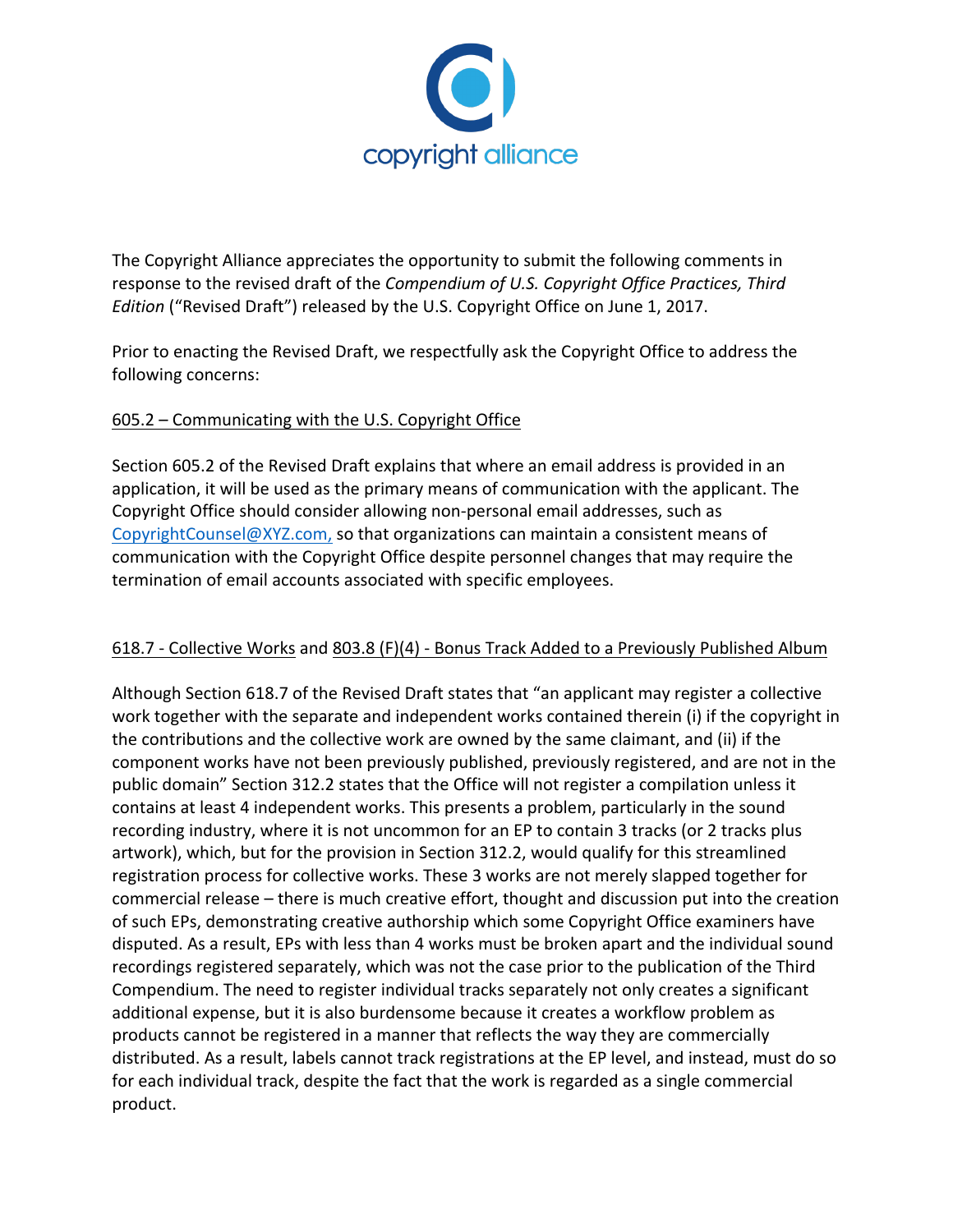copyright alliance

The Copyright Alliance appreciates the opportunity to submit the following comments in response to the revised draft of the *Compendium of U.S. Copyright Office Practices, Third Edition* ("Revised Draft") released by the U.S. Copyright Office on June 1, 2017.

Prior to enacting the Revised Draft, we respectfully ask the Copyright Office to address the following concerns:

605.2 – Communicating with the U.S. Copyright Office

Section 605.2 of the Revised Draft explains that where an email address is provided in an application, it will be used as the primary means of communication with the applicant. The Copyright Office should consider allowing non-personal email addresses, such as CopyrightCounsel@XYZ.com, so that organizations can maintain a consistent means of communication with the Copyright Office despite personnel changes that may require the termination of email accounts associated with specific employees.

618.7 - Collective Works and 803.8 (F)(4) - Bonus Track Added to a Previously Published Album

Although Section 618.7 of the Revised Draft states that "an applicant may register a collective work together with the separate and independent works contained therein (i) if the copyright in the contributions and the collective work are owned by the same claimant, and (ii) if the component works have not been previously published, previously registered, and are not in the public domain" Section 312.2 states that the Office will not register a compilation unless it contains at least 4 independent works. This presents a problem, particularly in the sound recording industry, where it is not uncommon for an EP to contain 3 tracks (or 2 tracks plus artwork), which, but for the provision in Section 312.2, would qualify for this streamlined registration process for collective works. These 3 works are not merely slapped together for commercial release – there is much creative effort, thought and discussion put into the creation of such EPs, demonstrating creative authorship which some Copyright Office examiners have disputed. As a result, EPs with less than 4 works must be broken apart and the individual sound recordings registered separately, which was not the case prior to the publication of the Third Compendium. The need to register individual tracks separately not only creates a significant additional expense, but it is also burdensome because it creates a workflow problem as products cannot be registered in a manner that reflects the way they are commercially distributed. As a result, labels cannot track registrations at the EP level, and instead, must do so for each individual track, despite the fact that the work is regarded as a single commercial product.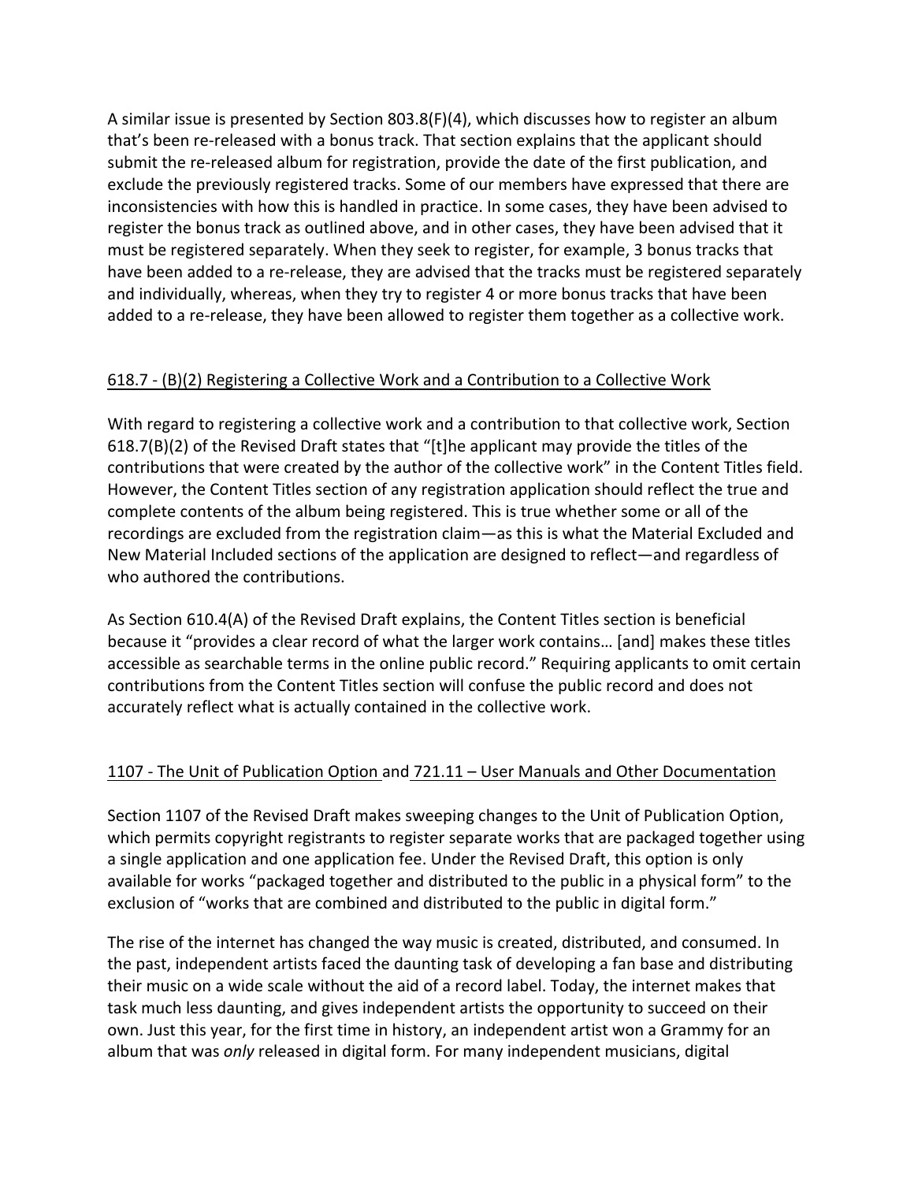A similar issue is presented by Section 803.8(F)(4), which discusses how to register an album that's been re-released with a bonus track. That section explains that the applicant should submit the re-released album for registration, provide the date of the first publication, and exclude the previously registered tracks. Some of our members have expressed that there are inconsistencies with how this is handled in practice. In some cases, they have been advised to register the bonus track as outlined above, and in other cases, they have been advised that it must be registered separately. When they seek to register, for example, 3 bonus tracks that have been added to a re-release, they are advised that the tracks must be registered separately and individually, whereas, when they try to register 4 or more bonus tracks that have been added to a re-release, they have been allowed to register them together as a collective work.

## 618.7 - (B)(2) Registering a Collective Work and a Contribution to a Collective Work

With regard to registering a collective work and a contribution to that collective work, Section 618.7(B)(2) of the Revised Draft states that "[t]he applicant may provide the titles of the contributions that were created by the author of the collective work" in the Content Titles field. However, the Content Titles section of any registration application should reflect the true and complete contents of the album being registered. This is true whether some or all of the recordings are excluded from the registration claim—as this is what the Material Excluded and New Material Included sections of the application are designed to reflect—and regardless of who authored the contributions.

As Section 610.4(A) of the Revised Draft explains, the Content Titles section is beneficial because it "provides a clear record of what the larger work contains… [and] makes these titles accessible as searchable terms in the online public record." Requiring applicants to omit certain contributions from the Content Titles section will confuse the public record and does not accurately reflect what is actually contained in the collective work.

## 1107 - The Unit of Publication Option and 721.11 – User Manuals and Other Documentation

Section 1107 of the Revised Draft makes sweeping changes to the Unit of Publication Option, which permits copyright registrants to register separate works that are packaged together using a single application and one application fee. Under the Revised Draft, this option is only available for works "packaged together and distributed to the public in a physical form" to the exclusion of "works that are combined and distributed to the public in digital form."

The rise of the internet has changed the way music is created, distributed, and consumed. In the past, independent artists faced the daunting task of developing a fan base and distributing their music on a wide scale without the aid of a record label. Today, the internet makes that task much less daunting, and gives independent artists the opportunity to succeed on their own. Just this year, for the first time in history, an independent artist won a Grammy for an album that was *only* released in digital form. For many independent musicians, digital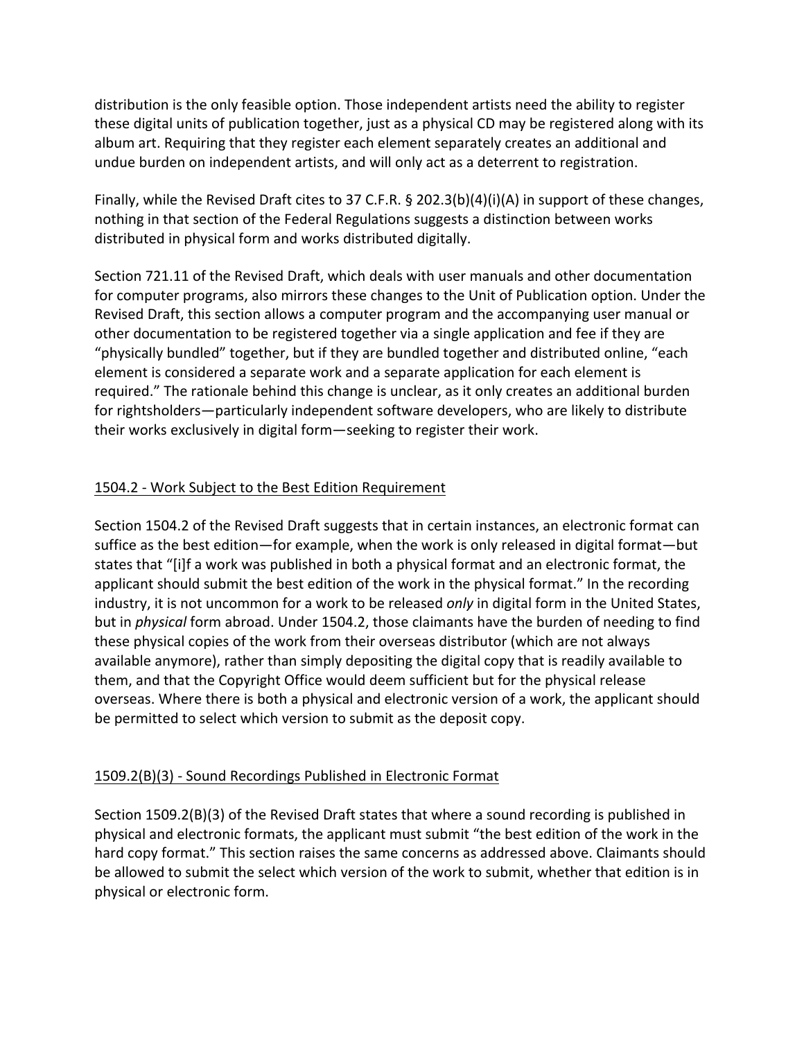distribution is the only feasible option. Those independent artists need the ability to register these digital units of publication together, just as a physical CD may be registered along with its album art. Requiring that they register each element separately creates an additional and undue burden on independent artists, and will only act as a deterrent to registration.

Finally, while the Revised Draft cites to 37 C.F.R. § 202.3(b)(4)(i)(A) in support of these changes, nothing in that section of the Federal Regulations suggests a distinction between works distributed in physical form and works distributed digitally.

Section 721.11 of the Revised Draft, which deals with user manuals and other documentation for computer programs, also mirrors these changes to the Unit of Publication option. Under the Revised Draft, this section allows a computer program and the accompanying user manual or other documentation to be registered together via a single application and fee if they are "physically bundled" together, but if they are bundled together and distributed online, "each element is considered a separate work and a separate application for each element is required." The rationale behind this change is unclear, as it only creates an additional burden for rightsholders—particularly independent software developers, who are likely to distribute their works exclusively in digital form—seeking to register their work.

<u>1504.2 - Work Subject to the Best Edition Requirement</u>

Section 1504.2 of the Revised Draft suggests that in certain instances, an electronic format can suffice as the best edition—for example, when the work is only released in digital format—but states that "[i]f a work was published in both a physical format and an electronic format, the applicant should submit the best edition of the work in the physical format." In the recording industry, it is not uncommon for a work to be released *only* in digital form in the United States, but in *physical* form abroad. Under 1504.2, those claimants have the burden of needing to find these physical copies of the work from their overseas distributor (which are not always available anymore), rather than simply depositing the digital copy that is readily available to them, and that the Copyright Office would deem sufficient but for the physical release overseas. Where there is both a physical and electronic version of a work, the applicant should be permitted to select which version to submit as the deposit copy.

<u>1509.2(B)(3) - Sound Recordings Published in Electronic Format</u>

Section 1509.2(B)(3) of the Revised Draft states that where a sound recording is published in physical and electronic formats, the applicant must submit "the best edition of the work in the hard copy format." This section raises the same concerns as addressed above. Claimants should be allowed to submit the select which version of the work to submit, whether that edition is in physical or electronic form.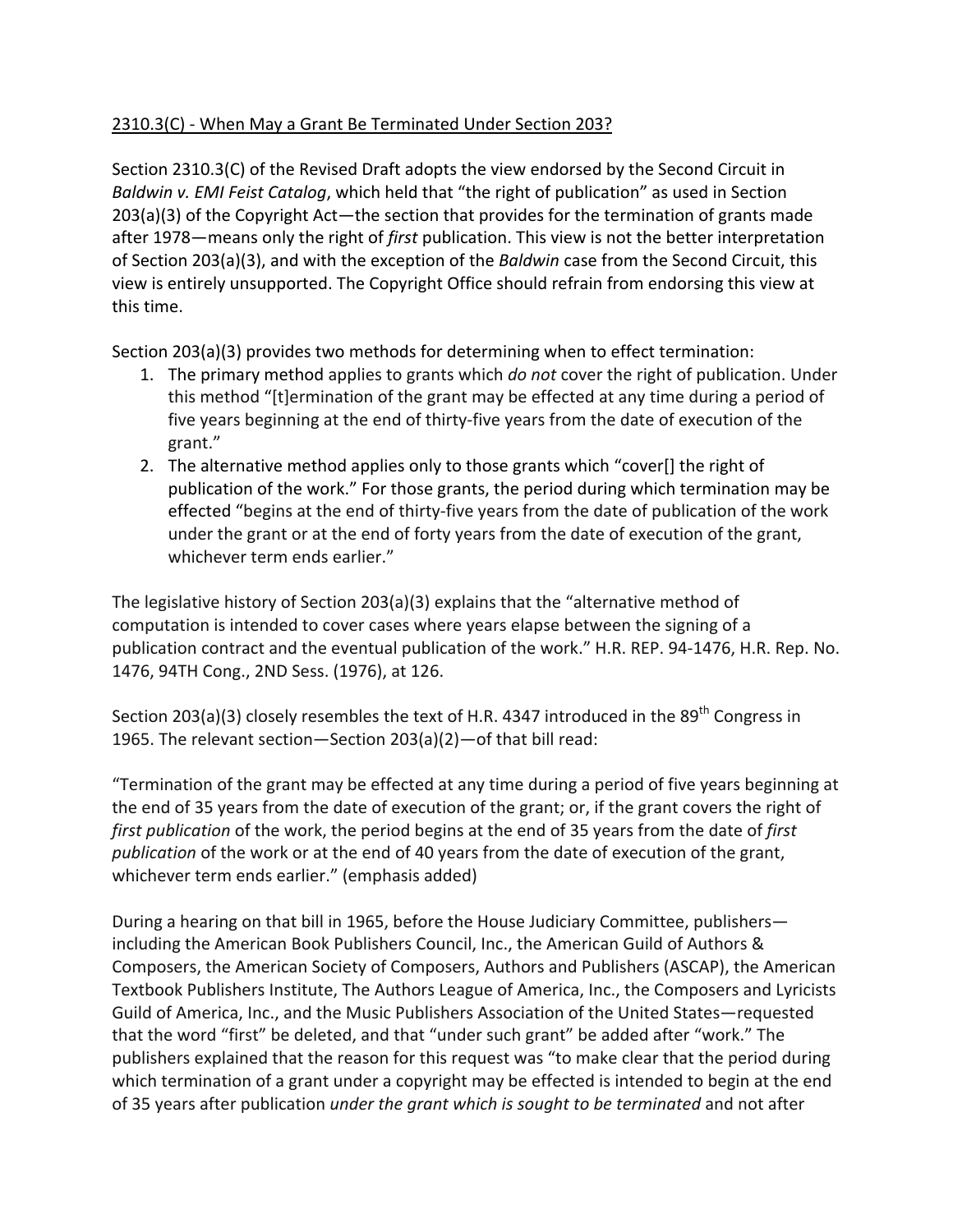2310.3(C) - When May a Grant Be Terminated Under Section 203?

Section 2310.3(C) of the Revised Draft adopts the view endorsed by the Second Circuit in *Baldwin v. EMI Feist Catalog*, which held that "the right of publication" as used in Section 203(a)(3) of the Copyright Act—the section that provides for the termination of grants made after 1978—means only the right of *first* publication. This view is not the better interpretation of Section 203(a)(3), and with the exception of the *Baldwin* case from the Second Circuit, this view is entirely unsupported. The Copyright Office should refrain from endorsing this view at this time.

Section 203(a)(3) provides two methods for determining when to effect termination:

1. The primary method applies to grants which *do not* cover the right of publication. Under this method "[t]ermination of the grant may be effected at any time during a period of five years beginning at the end of thirty-five years from the date of execution of the grant."
2. The alternative method applies only to those grants which "cover[] the right of publication of the work." For those grants, the period during which termination may be effected "begins at the end of thirty-five years from the date of publication of the work under the grant or at the end of forty years from the date of execution of the grant, whichever term ends earlier."

The legislative history of Section 203(a)(3) explains that the "alternative method of computation is intended to cover cases where years elapse between the signing of a publication contract and the eventual publication of the work." H.R. REP. 94-1476, H.R. Rep. No. 1476, 94TH Cong., 2ND Sess. (1976), at 126.

Section 203(a)(3) closely resembles the text of H.R. 4347 introduced in the 89th Congress in 1965. The relevant section—Section 203(a)(2)—of that bill read:

"Termination of the grant may be effected at any time during a period of five years beginning at the end of 35 years from the date of execution of the grant; or, if the grant covers the right of *first publication* of the work, the period begins at the end of 35 years from the date of *first publication* of the work or at the end of 40 years from the date of execution of the grant, whichever term ends earlier." (emphasis added)

During a hearing on that bill in 1965, before the House Judiciary Committee, publishers—including the American Book Publishers Council, Inc., the American Guild of Authors & Composers, the American Society of Composers, Authors and Publishers (ASCAP), the American Textbook Publishers Institute, The Authors League of America, Inc., the Composers and Lyricists Guild of America, Inc., and the Music Publishers Association of the United States—requested that the word "first" be deleted, and that "under such grant" be added after "work." The publishers explained that the reason for this request was "to make clear that the period during which termination of a grant under a copyright may be effected is intended to begin at the end of 35 years after publication *under the grant which is sought to be terminated* and not after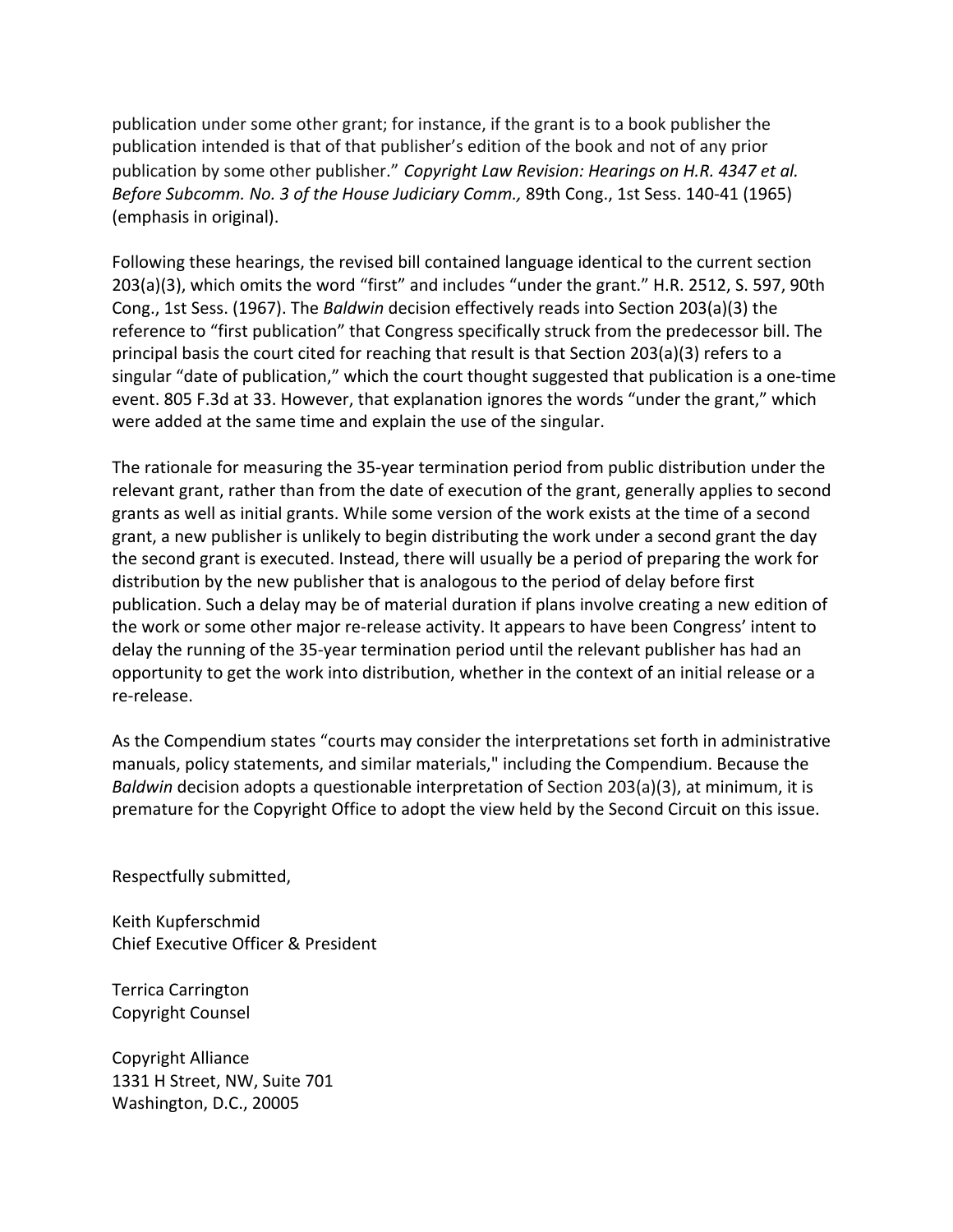publication under some other grant; for instance, if the grant is to a book publisher the publication intended is that of that publisher's edition of the book and not of any prior publication by some other publisher." *Copyright Law Revision: Hearings on H.R. 4347 et al. Before Subcomm. No. 3 of the House Judiciary Comm.,* 89th Cong., 1st Sess. 140-41 (1965) (emphasis in original).

Following these hearings, the revised bill contained language identical to the current section 203(a)(3), which omits the word "first" and includes "under the grant." H.R. 2512, S. 597, 90th Cong., 1st Sess. (1967). The *Baldwin* decision effectively reads into Section 203(a)(3) the reference to "first publication" that Congress specifically struck from the predecessor bill. The principal basis the court cited for reaching that result is that Section 203(a)(3) refers to a singular "date of publication," which the court thought suggested that publication is a one-time event. 805 F.3d at 33. However, that explanation ignores the words "under the grant," which were added at the same time and explain the use of the singular.

The rationale for measuring the 35-year termination period from public distribution under the relevant grant, rather than from the date of execution of the grant, generally applies to second grants as well as initial grants. While some version of the work exists at the time of a second grant, a new publisher is unlikely to begin distributing the work under a second grant the day the second grant is executed. Instead, there will usually be a period of preparing the work for distribution by the new publisher that is analogous to the period of delay before first publication. Such a delay may be of material duration if plans involve creating a new edition of the work or some other major re-release activity. It appears to have been Congress' intent to delay the running of the 35-year termination period until the relevant publisher has had an opportunity to get the work into distribution, whether in the context of an initial release or a re-release.

As the Compendium states "courts may consider the interpretations set forth in administrative manuals, policy statements, and similar materials," including the Compendium. Because the *Baldwin* decision adopts a questionable interpretation of Section 203(a)(3), at minimum, it is premature for the Copyright Office to adopt the view held by the Second Circuit on this issue.

Respectfully submitted,

Keith Kupferschmid
Chief Executive Officer & President

Terrica Carrington
Copyright Counsel

Copyright Alliance
1331 H Street, NW, Suite 701
Washington, D.C., 20005